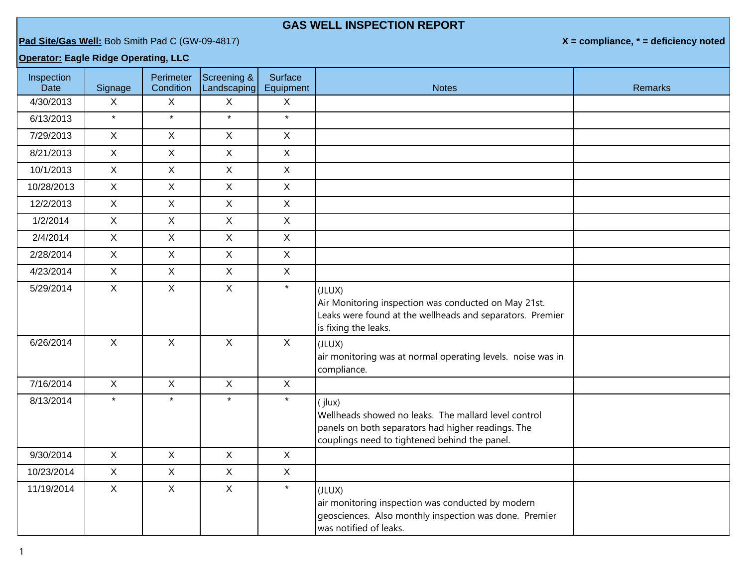# GAS WELL INSPECTION REPORT

**Pad Site/Gas Well:** Bob Smith Pad C (GW-09-4817)

**X = compliance, * = deficiency noted**

**Operator: Eagle Ridge Operating, LLC**

| Inspection Date | Signage | Perimeter Condition | Screening & Landscaping | Surface Equipment | Notes | Remarks |
|---|---|---|---|---|---|---|
| 4/30/2013 | X | X | X | X | | |
| 6/13/2013 | * | * | * | * | | |
| 7/29/2013 | X | X | X | X | | |
| 8/21/2013 | X | X | X | X | | |
| 10/1/2013 | X | X | X | X | | |
| 10/28/2013 | X | X | X | X | | |
| 12/2/2013 | X | X | X | X | | |
| 1/2/2014 | X | X | X | X | | |
| 2/4/2014 | X | X | X | X | | |
| 2/28/2014 | X | X | X | X | | |
| 4/23/2014 | X | X | X | X | | |
| 5/29/2014 | X | X | X | * | (JLUX) Air Monitoring inspection was conducted on May 21st. Leaks were found at the wellheads and separators. Premier is fixing the leaks. | |
| 6/26/2014 | X | X | X | X | (JLUX) air monitoring was at normal operating levels. noise was in compliance. | |
| 7/16/2014 | X | X | X | X | | |
| 8/13/2014 | * | * | * | * | ( jlux) Wellheads showed no leaks. The mallard level control panels on both separators had higher readings. The couplings need to tightened behind the panel. | |
| 9/30/2014 | X | X | X | X | | |
| 10/23/2014 | X | X | X | X | | |
| 11/19/2014 | X | X | X | * | (JLUX) air monitoring inspection was conducted by modern geosciences. Also monthly inspection was done. Premier was notified of leaks. | |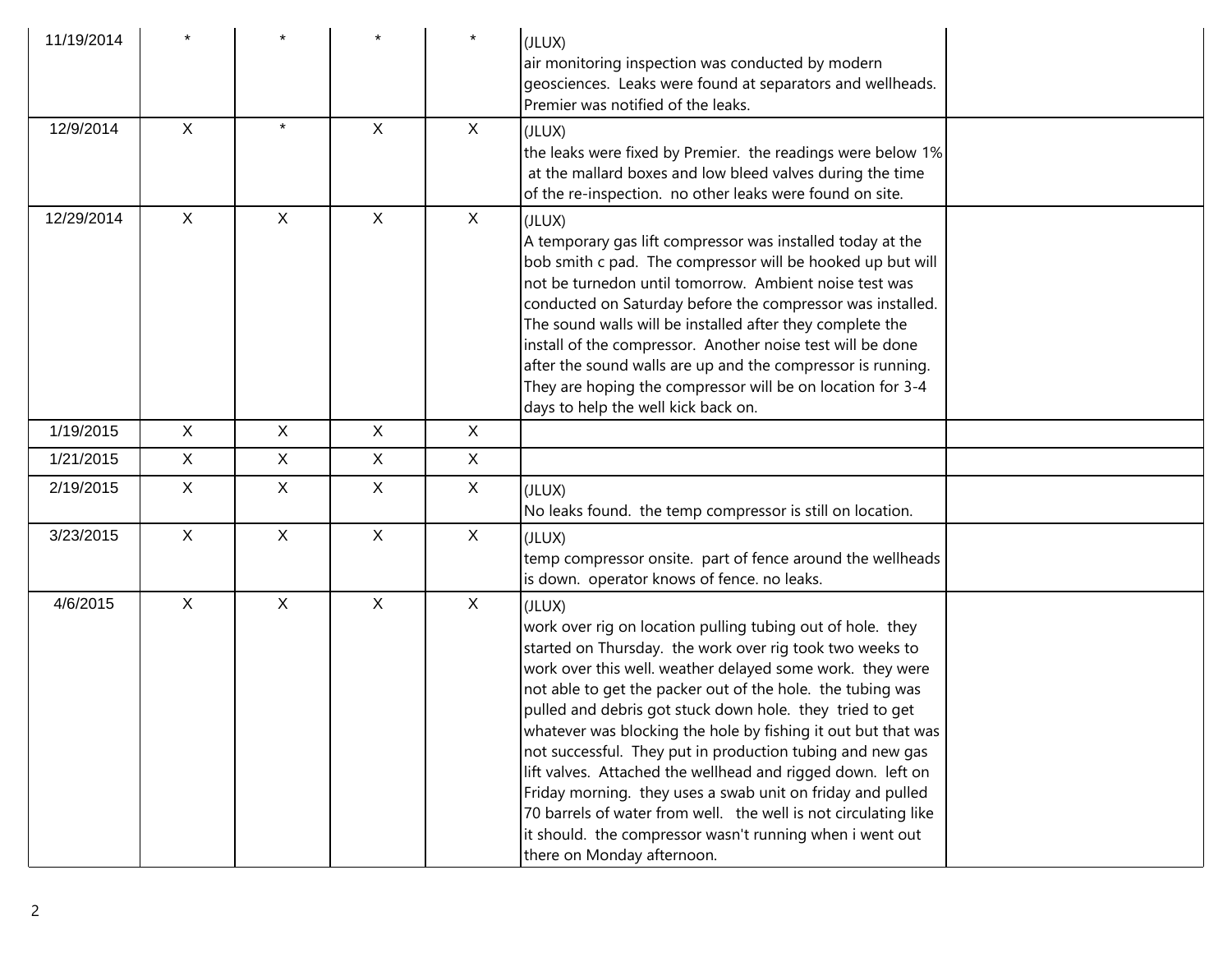| | | | | | | |
|---|---|---|---|---|---|---|
| 11/19/2014 | * | * | * | * | (JLUX)<br>air monitoring inspection was conducted by modern geosciences. Leaks were found at separators and wellheads. Premier was notified of the leaks. | |
| 12/9/2014 | X | * | X | X | (JLUX)<br>the leaks were fixed by Premier. the readings were below 1% at the mallard boxes and low bleed valves during the time of the re-inspection. no other leaks were found on site. | |
| 12/29/2014 | X | X | X | X | (JLUX)<br>A temporary gas lift compressor was installed today at the bob smith c pad. The compressor will be hooked up but will not be turnedon until tomorrow. Ambient noise test was conducted on Saturday before the compressor was installed. The sound walls will be installed after they complete the install of the compressor. Another noise test will be done after the sound walls are up and the compressor is running. They are hoping the compressor will be on location for 3-4 days to help the well kick back on. | |
| 1/19/2015 | X | X | X | X | | |
| 1/21/2015 | X | X | X | X | | |
| 2/19/2015 | X | X | X | X | (JLUX)<br>No leaks found. the temp compressor is still on location. | |
| 3/23/2015 | X | X | X | X | (JLUX)<br>temp compressor onsite. part of fence around the wellheads is down. operator knows of fence. no leaks. | |
| 4/6/2015 | X | X | X | X | (JLUX)<br>work over rig on location pulling tubing out of hole. they started on Thursday. the work over rig took two weeks to work over this well. weather delayed some work. they were not able to get the packer out of the hole. the tubing was pulled and debris got stuck down hole. they tried to get whatever was blocking the hole by fishing it out but that was not successful. They put in production tubing and new gas lift valves. Attached the wellhead and rigged down. left on Friday morning. they uses a swab unit on friday and pulled 70 barrels of water from well. the well is not circulating like it should. the compressor wasn't running when i went out there on Monday afternoon. | |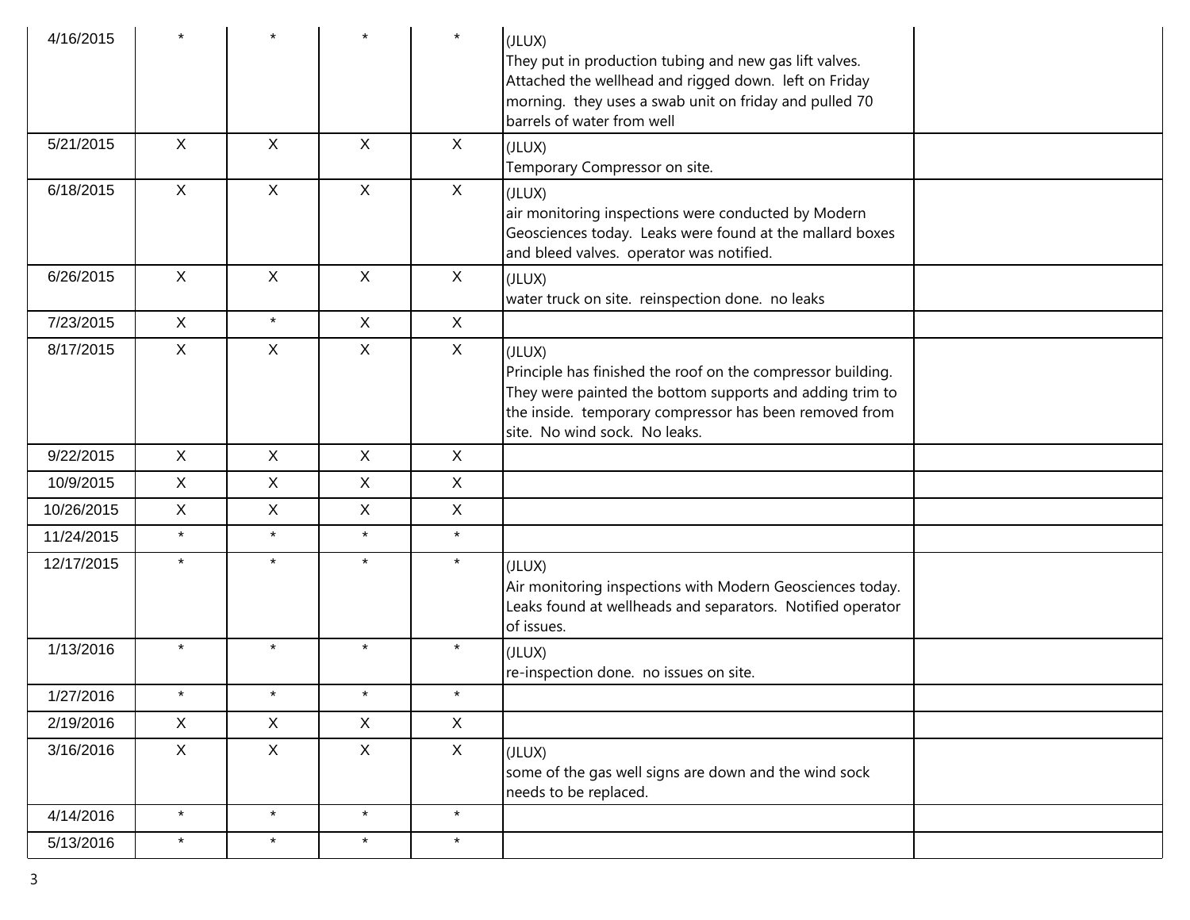| | | | | | | |
|---|---|---|---|---|---|---|
| 4/16/2015 | * | * | * | * | (JLUX)<br>They put in production tubing and new gas lift valves. Attached the wellhead and rigged down. left on Friday morning. they uses a swab unit on friday and pulled 70 barrels of water from well | |
| 5/21/2015 | X | X | X | X | (JLUX)<br>Temporary Compressor on site. | |
| 6/18/2015 | X | X | X | X | (JLUX)<br>air monitoring inspections were conducted by Modern Geosciences today. Leaks were found at the mallard boxes and bleed valves. operator was notified. | |
| 6/26/2015 | X | X | X | X | (JLUX)<br>water truck on site. reinspection done. no leaks | |
| 7/23/2015 | X | * | X | X | | |
| 8/17/2015 | X | X | X | X | (JLUX)<br>Principle has finished the roof on the compressor building. They were painted the bottom supports and adding trim to the inside. temporary compressor has been removed from site. No wind sock. No leaks. | |
| 9/22/2015 | X | X | X | X | | |
| 10/9/2015 | X | X | X | X | | |
| 10/26/2015 | X | X | X | X | | |
| 11/24/2015 | * | * | * | * | | |
| 12/17/2015 | * | * | * | * | (JLUX)<br>Air monitoring inspections with Modern Geosciences today. Leaks found at wellheads and separators. Notified operator of issues. | |
| 1/13/2016 | * | * | * | * | (JLUX)<br>re-inspection done. no issues on site. | |
| 1/27/2016 | * | * | * | * | | |
| 2/19/2016 | X | X | X | X | | |
| 3/16/2016 | X | X | X | X | (JLUX)<br>some of the gas well signs are down and the wind sock needs to be replaced. | |
| 4/14/2016 | * | * | * | * | | |
| 5/13/2016 | * | * | * | * | | |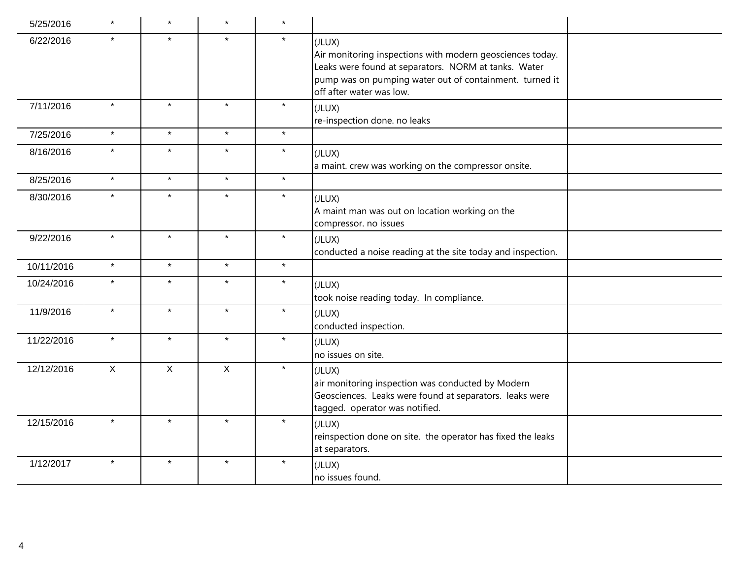| | | | | | | |
|---|---|---|---|---|---|---|
| 5/25/2016 | * | * | * | * | | |
| 6/22/2016 | * | * | * | * | (JLUX)<br>Air monitoring inspections with modern geosciences today. Leaks were found at separators. NORM at tanks. Water pump was on pumping water out of containment. turned it off after water was low. | |
| 7/11/2016 | * | * | * | * | (JLUX)<br>re-inspection done. no leaks | |
| 7/25/2016 | * | * | * | * | | |
| 8/16/2016 | * | * | * | * | (JLUX)<br>a maint. crew was working on the compressor onsite. | |
| 8/25/2016 | * | * | * | * | | |
| 8/30/2016 | * | * | * | * | (JLUX)<br>A maint man was out on location working on the compressor. no issues | |
| 9/22/2016 | * | * | * | * | (JLUX)<br>conducted a noise reading at the site today and inspection. | |
| 10/11/2016 | * | * | * | * | | |
| 10/24/2016 | * | * | * | * | (JLUX)<br>took noise reading today. In compliance. | |
| 11/9/2016 | * | * | * | * | (JLUX)<br>conducted inspection. | |
| 11/22/2016 | * | * | * | * | (JLUX)<br>no issues on site. | |
| 12/12/2016 | X | X | X | * | (JLUX)<br>air monitoring inspection was conducted by Modern Geosciences. Leaks were found at separators. leaks were tagged. operator was notified. | |
| 12/15/2016 | * | * | * | * | (JLUX)<br>reinspection done on site. the operator has fixed the leaks at separators. | |
| 1/12/2017 | * | * | * | * | (JLUX)<br>no issues found. | |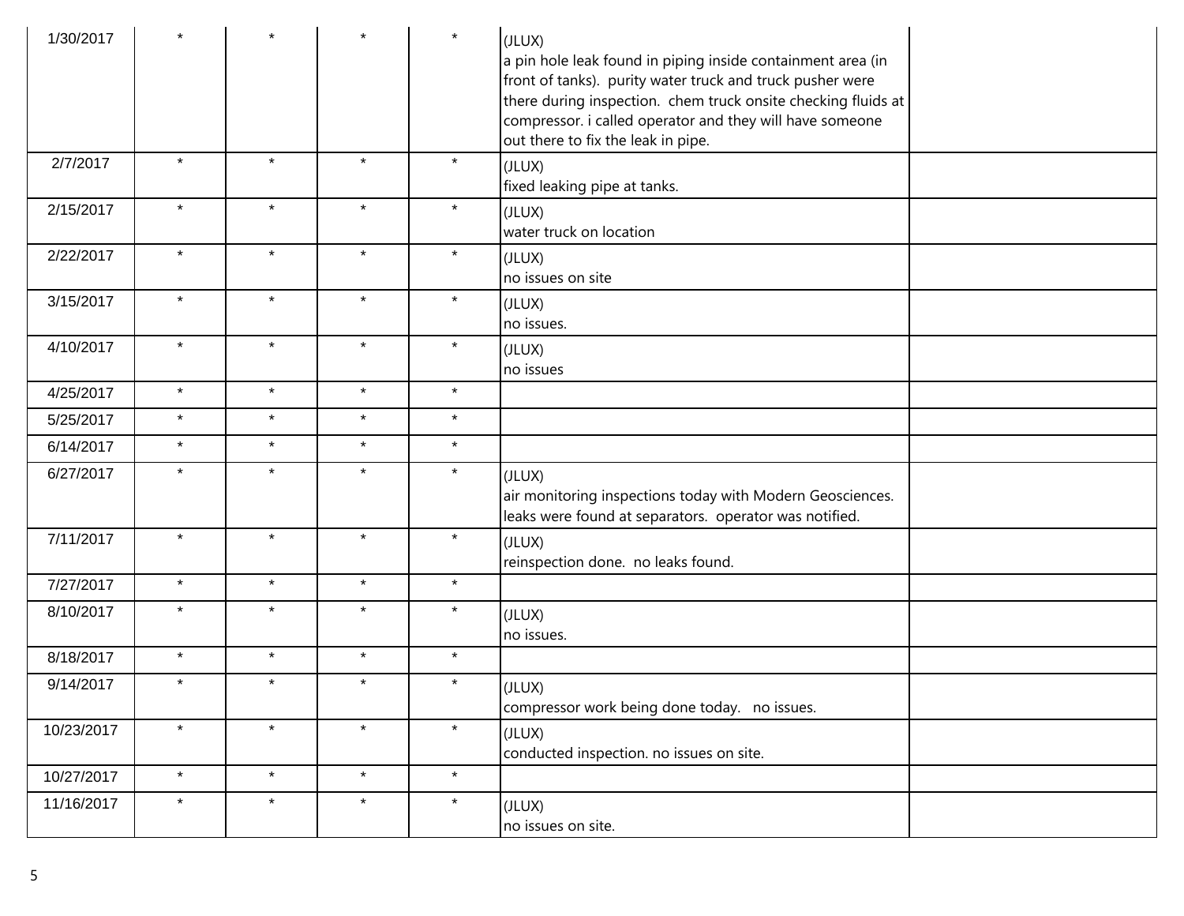| | | | | | | |
|---|---|---|---|---|---|---|
| 1/30/2017 | * | * | * | * | (JLUX)<br>a pin hole leak found in piping inside containment area (in front of tanks). purity water truck and truck pusher were there during inspection. chem truck onsite checking fluids at compressor. i called operator and they will have someone out there to fix the leak in pipe. | |
| 2/7/2017 | * | * | * | * | (JLUX)<br>fixed leaking pipe at tanks. | |
| 2/15/2017 | * | * | * | * | (JLUX)<br>water truck on location | |
| 2/22/2017 | * | * | * | * | (JLUX)<br>no issues on site | |
| 3/15/2017 | * | * | * | * | (JLUX)<br>no issues. | |
| 4/10/2017 | * | * | * | * | (JLUX)<br>no issues | |
| 4/25/2017 | * | * | * | * | | |
| 5/25/2017 | * | * | * | * | | |
| 6/14/2017 | * | * | * | * | | |
| 6/27/2017 | * | * | * | * | (JLUX)<br>air monitoring inspections today with Modern Geosciences. leaks were found at separators. operator was notified. | |
| 7/11/2017 | * | * | * | * | (JLUX)<br>reinspection done. no leaks found. | |
| 7/27/2017 | * | * | * | * | | |
| 8/10/2017 | * | * | * | * | (JLUX)<br>no issues. | |
| 8/18/2017 | * | * | * | * | | |
| 9/14/2017 | * | * | * | * | (JLUX)<br>compressor work being done today. no issues. | |
| 10/23/2017 | * | * | * | * | (JLUX)<br>conducted inspection. no issues on site. | |
| 10/27/2017 | * | * | * | * | | |
| 11/16/2017 | * | * | * | * | (JLUX)<br>no issues on site. | |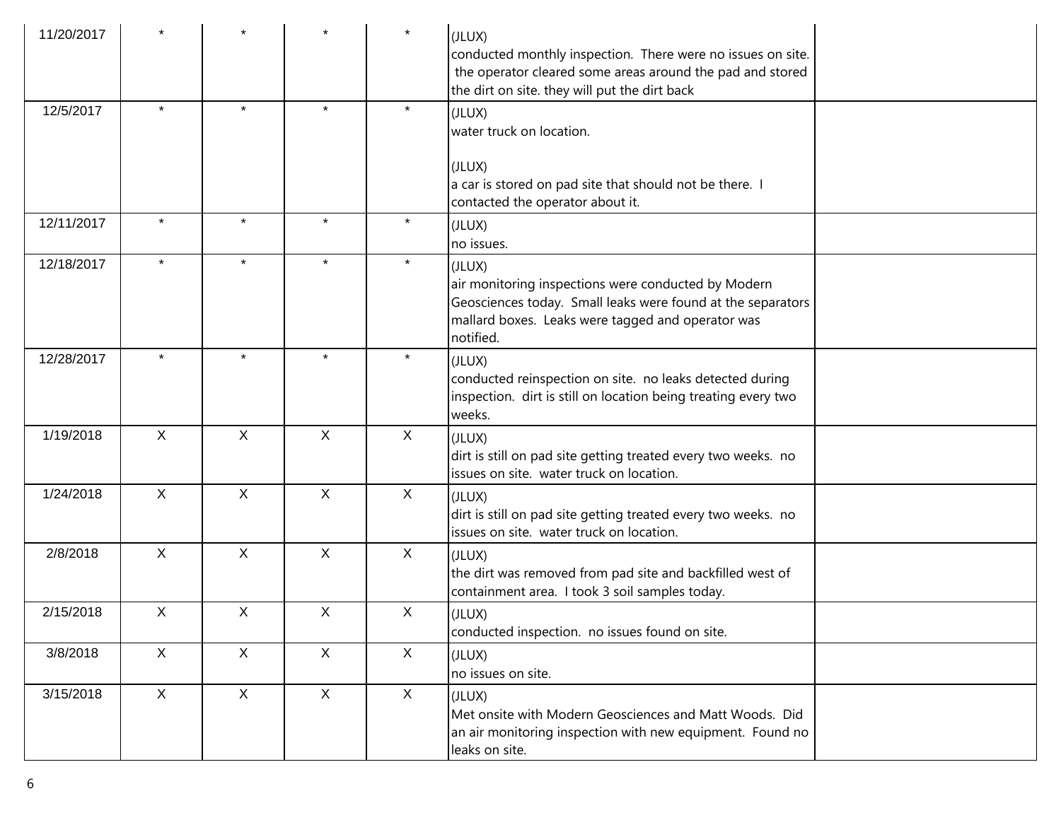| | | | | | | |
|---|---|---|---|---|---|---|
| 11/20/2017 | * | * | * | * | (JLUX)<br>conducted monthly inspection. There were no issues on site. the operator cleared some areas around the pad and stored the dirt on site. they will put the dirt back | |
| 12/5/2017 | * | * | * | * | (JLUX)<br>water truck on location.<br><br>(JLUX)<br>a car is stored on pad site that should not be there. I contacted the operator about it. | |
| 12/11/2017 | * | * | * | * | (JLUX)<br>no issues. | |
| 12/18/2017 | * | * | * | * | (JLUX)<br>air monitoring inspections were conducted by Modern Geosciences today. Small leaks were found at the separators mallard boxes. Leaks were tagged and operator was notified. | |
| 12/28/2017 | * | * | * | * | (JLUX)<br>conducted reinspection on site. no leaks detected during inspection. dirt is still on location being treating every two weeks. | |
| 1/19/2018 | X | X | X | X | (JLUX)<br>dirt is still on pad site getting treated every two weeks. no issues on site. water truck on location. | |
| 1/24/2018 | X | X | X | X | (JLUX)<br>dirt is still on pad site getting treated every two weeks. no issues on site. water truck on location. | |
| 2/8/2018 | X | X | X | X | (JLUX)<br>the dirt was removed from pad site and backfilled west of containment area. I took 3 soil samples today. | |
| 2/15/2018 | X | X | X | X | (JLUX)<br>conducted inspection. no issues found on site. | |
| 3/8/2018 | X | X | X | X | (JLUX)<br>no issues on site. | |
| 3/15/2018 | X | X | X | X | (JLUX)<br>Met onsite with Modern Geosciences and Matt Woods. Did an air monitoring inspection with new equipment. Found no leaks on site. | |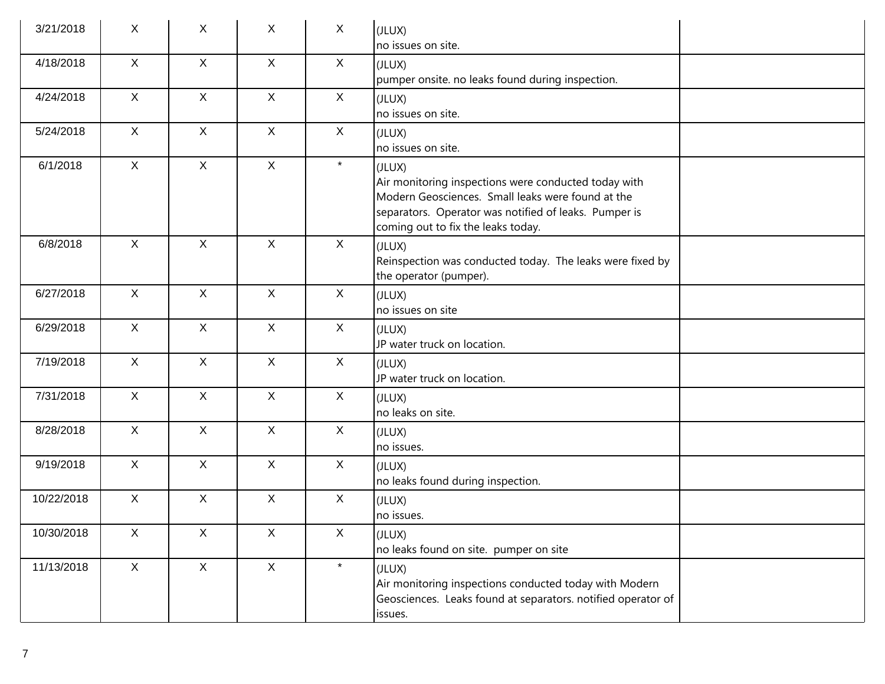| | | | | | | |
|---|---|---|---|---|---|---|
| 3/21/2018 | X | X | X | X | (JLUX)<br>no issues on site. | |
| 4/18/2018 | X | X | X | X | (JLUX)<br>pumper onsite. no leaks found during inspection. | |
| 4/24/2018 | X | X | X | X | (JLUX)<br>no issues on site. | |
| 5/24/2018 | X | X | X | X | (JLUX)<br>no issues on site. | |
| 6/1/2018 | X | X | X | * | (JLUX)<br>Air monitoring inspections were conducted today with Modern Geosciences. Small leaks were found at the separators. Operator was notified of leaks. Pumper is coming out to fix the leaks today. | |
| 6/8/2018 | X | X | X | X | (JLUX)<br>Reinspection was conducted today. The leaks were fixed by the operator (pumper). | |
| 6/27/2018 | X | X | X | X | (JLUX)<br>no issues on site | |
| 6/29/2018 | X | X | X | X | (JLUX)<br>JP water truck on location. | |
| 7/19/2018 | X | X | X | X | (JLUX)<br>JP water truck on location. | |
| 7/31/2018 | X | X | X | X | (JLUX)<br>no leaks on site. | |
| 8/28/2018 | X | X | X | X | (JLUX)<br>no issues. | |
| 9/19/2018 | X | X | X | X | (JLUX)<br>no leaks found during inspection. | |
| 10/22/2018 | X | X | X | X | (JLUX)<br>no issues. | |
| 10/30/2018 | X | X | X | X | (JLUX)<br>no leaks found on site. pumper on site | |
| 11/13/2018 | X | X | X | * | (JLUX)<br>Air monitoring inspections conducted today with Modern Geosciences. Leaks found at separators. notified operator of issues. | |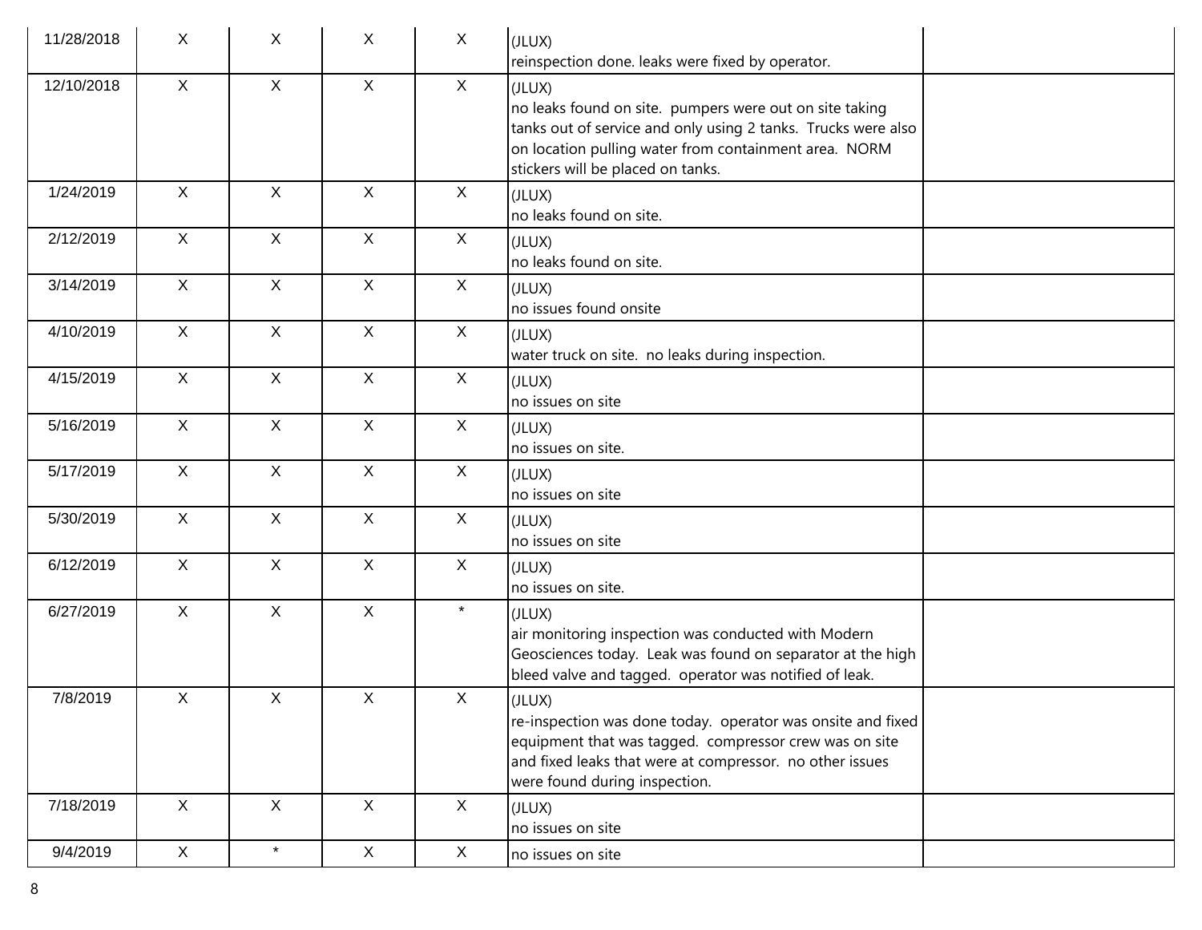| | | | | | | |
|---|---|---|---|---|---|---|
| 11/28/2018 | X | X | X | X | (JLUX)<br>reinspection done. leaks were fixed by operator. | |
| 12/10/2018 | X | X | X | X | (JLUX)<br>no leaks found on site. pumpers were out on site taking tanks out of service and only using 2 tanks. Trucks were also on location pulling water from containment area. NORM stickers will be placed on tanks. | |
| 1/24/2019 | X | X | X | X | (JLUX)<br>no leaks found on site. | |
| 2/12/2019 | X | X | X | X | (JLUX)<br>no leaks found on site. | |
| 3/14/2019 | X | X | X | X | (JLUX)<br>no issues found onsite | |
| 4/10/2019 | X | X | X | X | (JLUX)<br>water truck on site. no leaks during inspection. | |
| 4/15/2019 | X | X | X | X | (JLUX)<br>no issues on site | |
| 5/16/2019 | X | X | X | X | (JLUX)<br>no issues on site. | |
| 5/17/2019 | X | X | X | X | (JLUX)<br>no issues on site | |
| 5/30/2019 | X | X | X | X | (JLUX)<br>no issues on site | |
| 6/12/2019 | X | X | X | X | (JLUX)<br>no issues on site. | |
| 6/27/2019 | X | X | X | * | (JLUX)<br>air monitoring inspection was conducted with Modern Geosciences today. Leak was found on separator at the high bleed valve and tagged. operator was notified of leak. | |
| 7/8/2019 | X | X | X | X | (JLUX)<br>re-inspection was done today. operator was onsite and fixed equipment that was tagged. compressor crew was on site and fixed leaks that were at compressor. no other issues were found during inspection. | |
| 7/18/2019 | X | X | X | X | (JLUX)<br>no issues on site | |
| 9/4/2019 | X | * | X | X | no issues on site | |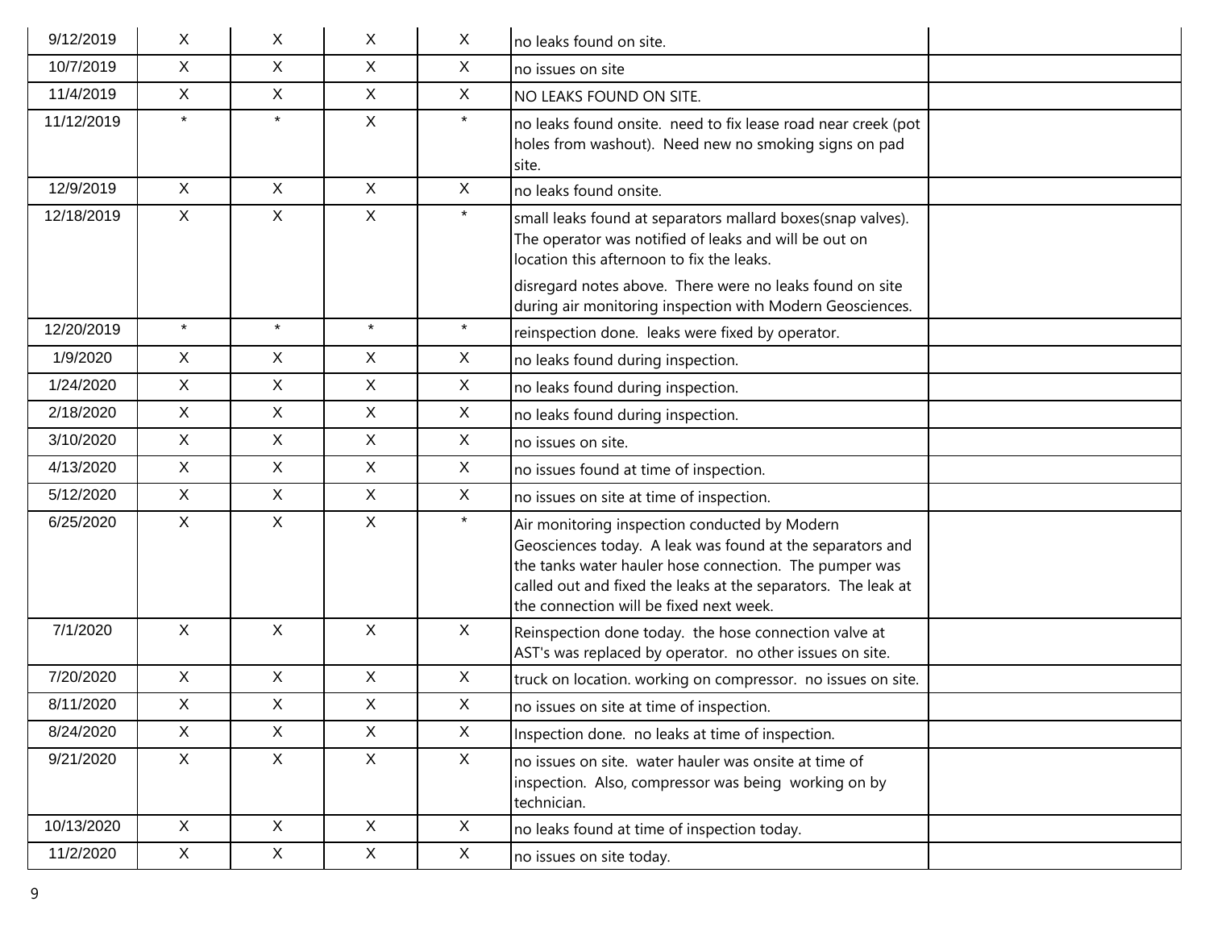| | | | | | | |
|---|---|---|---|---|---|---|
| 9/12/2019 | X | X | X | X | no leaks found on site. | |
| 10/7/2019 | X | X | X | X | no issues on site | |
| 11/4/2019 | X | X | X | X | NO LEAKS FOUND ON SITE. | |
| 11/12/2019 | * | * | X | * | no leaks found onsite. need to fix lease road near creek (pot holes from washout). Need new no smoking signs on pad site. | |
| 12/9/2019 | X | X | X | X | no leaks found onsite. | |
| 12/18/2019 | X | X | X | * | small leaks found at separators mallard boxes(snap valves). The operator was notified of leaks and will be out on location this afternoon to fix the leaks. disregard notes above. There were no leaks found on site during air monitoring inspection with Modern Geosciences. | |
| 12/20/2019 | * | * | * | * | reinspection done. leaks were fixed by operator. | |
| 1/9/2020 | X | X | X | X | no leaks found during inspection. | |
| 1/24/2020 | X | X | X | X | no leaks found during inspection. | |
| 2/18/2020 | X | X | X | X | no leaks found during inspection. | |
| 3/10/2020 | X | X | X | X | no issues on site. | |
| 4/13/2020 | X | X | X | X | no issues found at time of inspection. | |
| 5/12/2020 | X | X | X | X | no issues on site at time of inspection. | |
| 6/25/2020 | X | X | X | * | Air monitoring inspection conducted by Modern Geosciences today. A leak was found at the separators and the tanks water hauler hose connection. The pumper was called out and fixed the leaks at the separators. The leak at the connection will be fixed next week. | |
| 7/1/2020 | X | X | X | X | Reinspection done today. the hose connection valve at AST's was replaced by operator. no other issues on site. | |
| 7/20/2020 | X | X | X | X | truck on location. working on compressor. no issues on site. | |
| 8/11/2020 | X | X | X | X | no issues on site at time of inspection. | |
| 8/24/2020 | X | X | X | X | Inspection done. no leaks at time of inspection. | |
| 9/21/2020 | X | X | X | X | no issues on site. water hauler was onsite at time of inspection. Also, compressor was being working on by technician. | |
| 10/13/2020 | X | X | X | X | no leaks found at time of inspection today. | |
| 11/2/2020 | X | X | X | X | no issues on site today. | |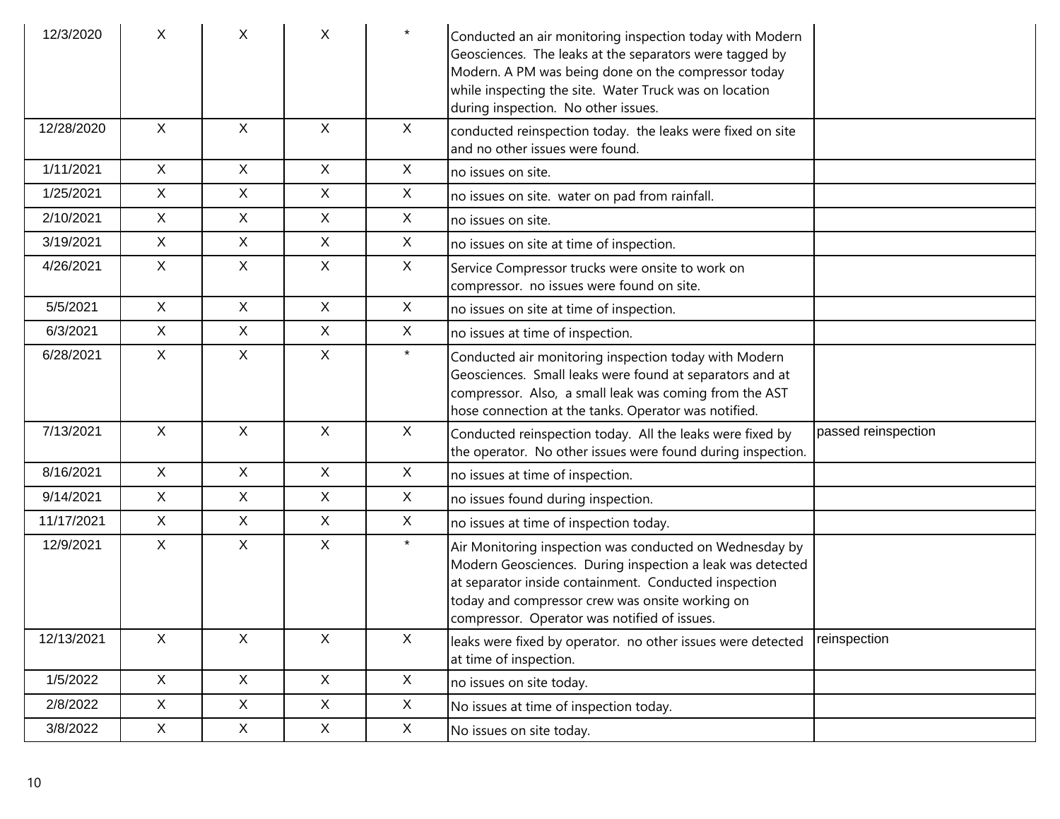| | | | | | | |
|---|---|---|---|---|---|---|
| 12/3/2020 | X | X | X | * | Conducted an air monitoring inspection today with Modern Geosciences. The leaks at the separators were tagged by Modern. A PM was being done on the compressor today while inspecting the site. Water Truck was on location during inspection. No other issues. | |
| 12/28/2020 | X | X | X | X | conducted reinspection today. the leaks were fixed on site and no other issues were found. | |
| 1/11/2021 | X | X | X | X | no issues on site. | |
| 1/25/2021 | X | X | X | X | no issues on site. water on pad from rainfall. | |
| 2/10/2021 | X | X | X | X | no issues on site. | |
| 3/19/2021 | X | X | X | X | no issues on site at time of inspection. | |
| 4/26/2021 | X | X | X | X | Service Compressor trucks were onsite to work on compressor. no issues were found on site. | |
| 5/5/2021 | X | X | X | X | no issues on site at time of inspection. | |
| 6/3/2021 | X | X | X | X | no issues at time of inspection. | |
| 6/28/2021 | X | X | X | * | Conducted air monitoring inspection today with Modern Geosciences. Small leaks were found at separators and at compressor. Also, a small leak was coming from the AST hose connection at the tanks. Operator was notified. | |
| 7/13/2021 | X | X | X | X | Conducted reinspection today. All the leaks were fixed by the operator. No other issues were found during inspection. | passed reinspection |
| 8/16/2021 | X | X | X | X | no issues at time of inspection. | |
| 9/14/2021 | X | X | X | X | no issues found during inspection. | |
| 11/17/2021 | X | X | X | X | no issues at time of inspection today. | |
| 12/9/2021 | X | X | X | * | Air Monitoring inspection was conducted on Wednesday by Modern Geosciences. During inspection a leak was detected at separator inside containment. Conducted inspection today and compressor crew was onsite working on compressor. Operator was notified of issues. | |
| 12/13/2021 | X | X | X | X | leaks were fixed by operator. no other issues were detected at time of inspection. | reinspection |
| 1/5/2022 | X | X | X | X | no issues on site today. | |
| 2/8/2022 | X | X | X | X | No issues at time of inspection today. | |
| 3/8/2022 | X | X | X | X | No issues on site today. | |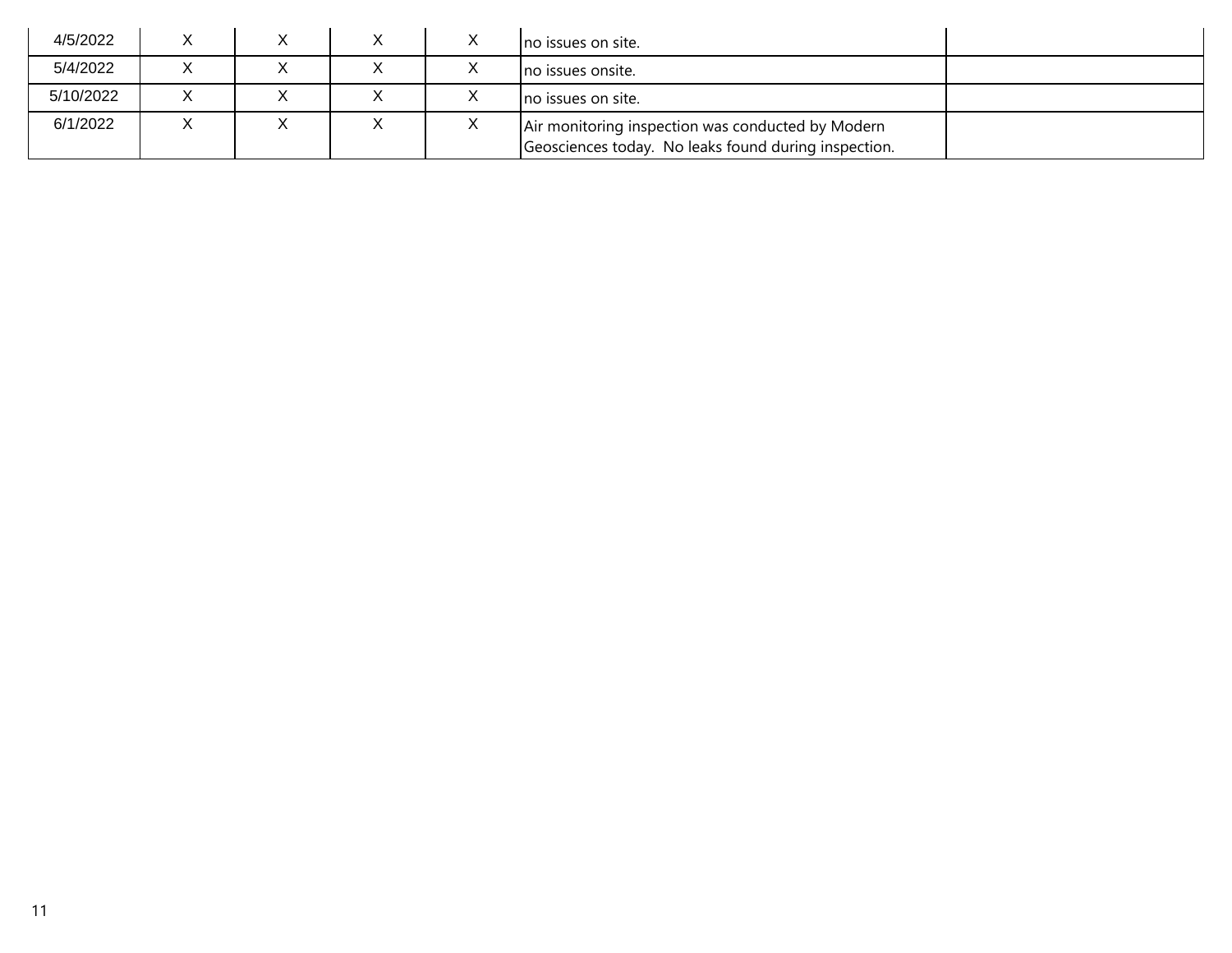| | | | | | | |
|---|---|---|---|---|---|---|
| 4/5/2022 | X | X | X | X | no issues on site. | |
| 5/4/2022 | X | X | X | X | no issues onsite. | |
| 5/10/2022 | X | X | X | X | no issues on site. | |
| 6/1/2022 | X | X | X | X | Air monitoring inspection was conducted by Modern Geosciences today. No leaks found during inspection. | |